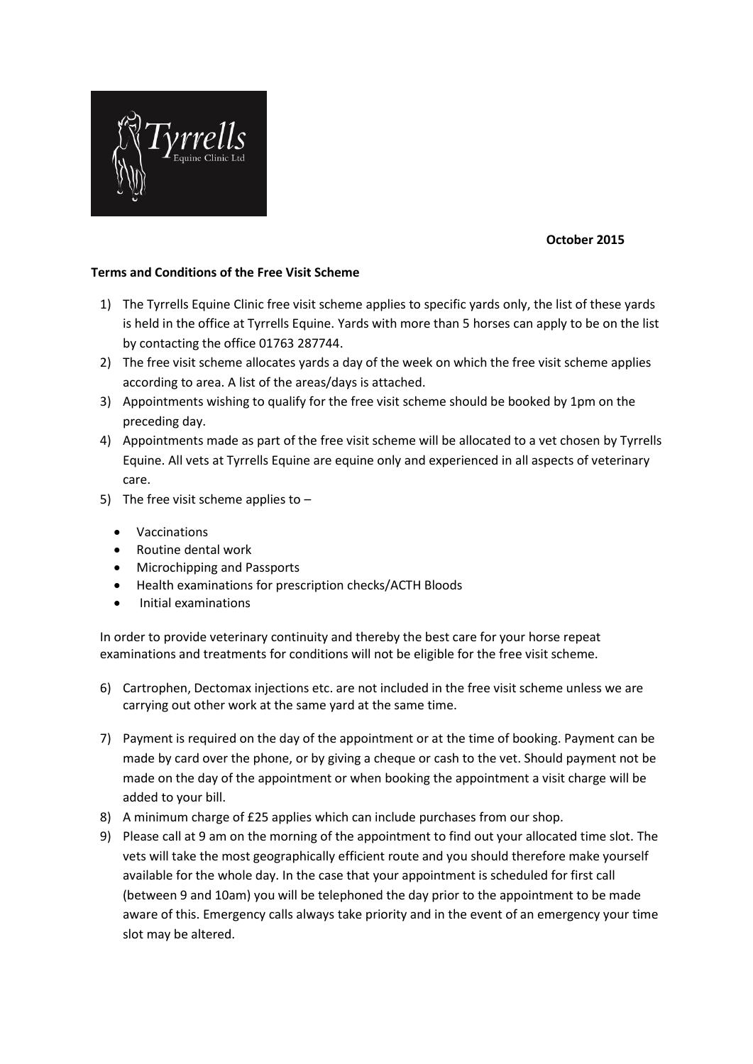**October 2015**

**Terms and Conditions of the Free Visit Scheme**

1) The Tyrrells Equine Clinic free visit scheme applies to specific yards only, the list of these yards is held in the office at Tyrrells Equine. Yards with more than 5 horses can apply to be on the list by contacting the office 01763 287744.
2) The free visit scheme allocates yards a day of the week on which the free visit scheme applies according to area. A list of the areas/days is attached.
3) Appointments wishing to qualify for the free visit scheme should be booked by 1pm on the preceding day.
4) Appointments made as part of the free visit scheme will be allocated to a vet chosen by Tyrrells Equine. All vets at Tyrrells Equine are equine only and experienced in all aspects of veterinary care.
5) The free visit scheme applies to –
   - Vaccinations
   - Routine dental work
   - Microchipping and Passports
   - Health examinations for prescription checks/ACTH Bloods
   - Initial examinations

   In order to provide veterinary continuity and thereby the best care for your horse repeat examinations and treatments for conditions will not be eligible for the free visit scheme.

6) Cartrophen, Dectomax injections etc. are not included in the free visit scheme unless we are carrying out other work at the same yard at the same time.
7) Payment is required on the day of the appointment or at the time of booking. Payment can be made by card over the phone, or by giving a cheque or cash to the vet. Should payment not be made on the day of the appointment or when booking the appointment a visit charge will be added to your bill.
8) A minimum charge of £25 applies which can include purchases from our shop.
9) Please call at 9 am on the morning of the appointment to find out your allocated time slot. The vets will take the most geographically efficient route and you should therefore make yourself available for the whole day. In the case that your appointment is scheduled for first call (between 9 and 10am) you will be telephoned the day prior to the appointment to be made aware of this. Emergency calls always take priority and in the event of an emergency your time slot may be altered.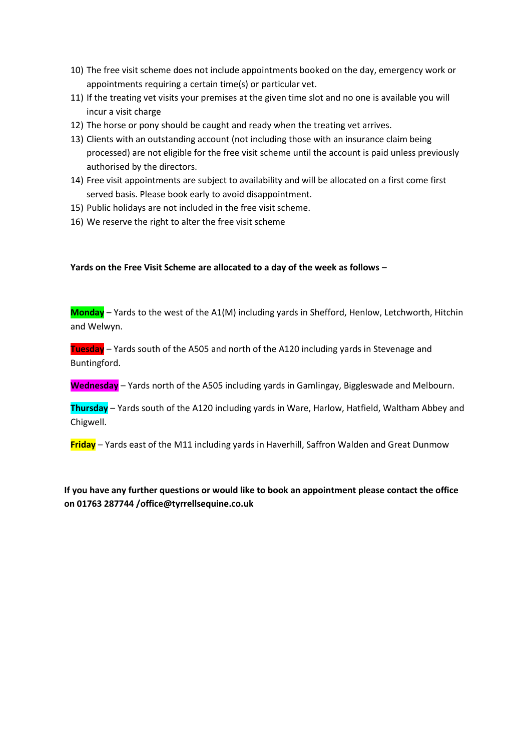10) The free visit scheme does not include appointments booked on the day, emergency work or appointments requiring a certain time(s) or particular vet.
11) If the treating vet visits your premises at the given time slot and no one is available you will incur a visit charge
12) The horse or pony should be caught and ready when the treating vet arrives.
13) Clients with an outstanding account (not including those with an insurance claim being processed) are not eligible for the free visit scheme until the account is paid unless previously authorised by the directors.
14) Free visit appointments are subject to availability and will be allocated on a first come first served basis. Please book early to avoid disappointment.
15) Public holidays are not included in the free visit scheme.
16) We reserve the right to alter the free visit scheme

**Yards on the Free Visit Scheme are allocated to a day of the week as follows** –

**Monday** – Yards to the west of the A1(M) including yards in Shefford, Henlow, Letchworth, Hitchin and Welwyn.

**Tuesday** – Yards south of the A505 and north of the A120 including yards in Stevenage and Buntingford.

**Wednesday** – Yards north of the A505 including yards in Gamlingay, Biggleswade and Melbourn.

**Thursday** – Yards south of the A120 including yards in Ware, Harlow, Hatfield, Waltham Abbey and Chigwell.

**Friday** – Yards east of the M11 including yards in Haverhill, Saffron Walden and Great Dunmow

**If you have any further questions or would like to book an appointment please contact the office on 01763 287744 /office@tyrrellsequine.co.uk**